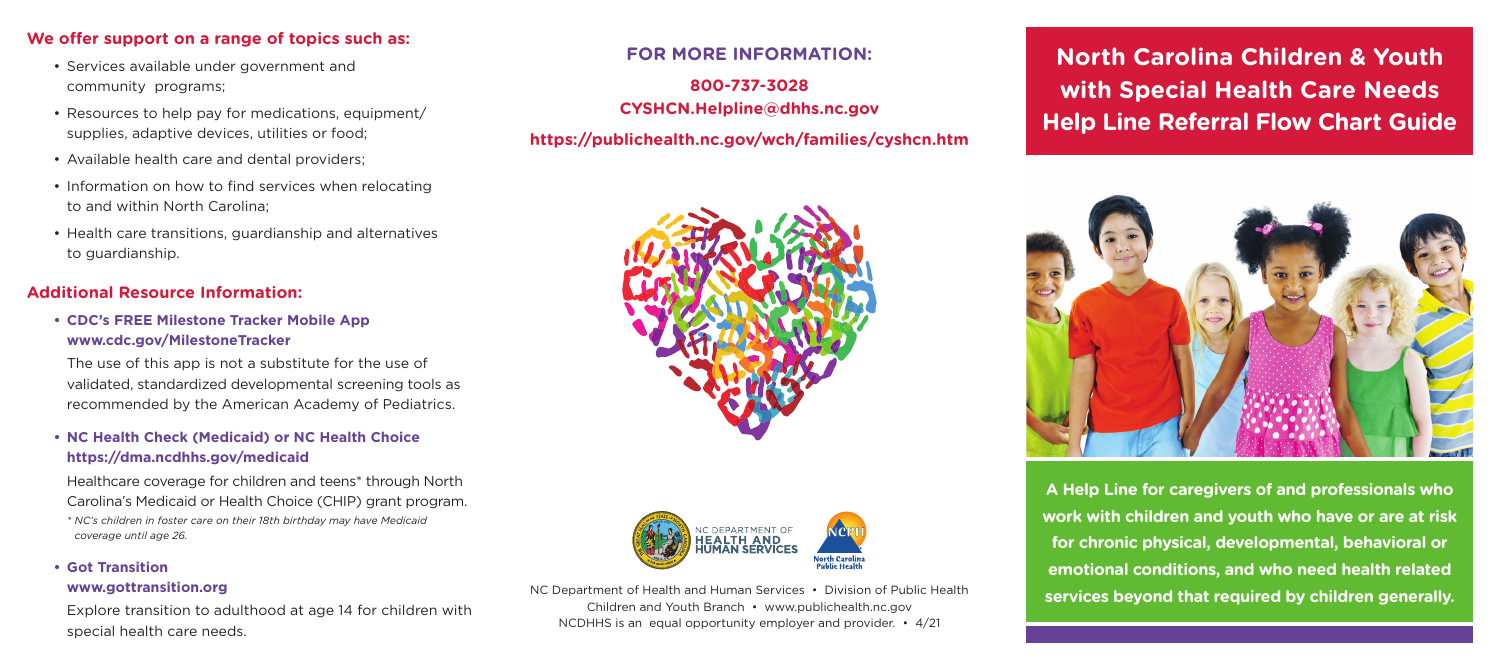## We offer support on a range of topics such as:

- Services available under government and community programs;
- Resources to help pay for medications, equipment/ supplies, adaptive devices, utilities or food;
- Available health care and dental providers;
- Information on how to find services when relocating to and within North Carolina;
- Health care transitions, guardianship and alternatives to guardianship.

## Additional Resource Information:

- **CDC's FREE Milestone Tracker Mobile App**
  **www.cdc.gov/MilestoneTracker**

  The use of this app is not a substitute for the use of validated, standardized developmental screening tools as recommended by the American Academy of Pediatrics.

- **NC Health Check (Medicaid) or NC Health Choice**
  **https://dma.ncdhhs.gov/medicaid**

  Healthcare coverage for children and teens* through North Carolina's Medicaid or Health Choice (CHIP) grant program.

  *\* NC's children in foster care on their 18th birthday may have Medicaid coverage until age 26.*

- **Got Transition**
  **www.gottransition.org**

  Explore transition to adulthood at age 14 for children with special health care needs.

## FOR MORE INFORMATION:

**800-737-3028**

**CYSHCN.Helpline@dhhs.nc.gov**

**https://publichealth.nc.gov/wch/families/cyshcn.htm**

NC DEPARTMENT OF HEALTH AND HUMAN SERVICES

NCPH North Carolina Public Health

NC Department of Health and Human Services • Division of Public Health
Children and Youth Branch • www.publichealth.nc.gov
NCDHHS is an equal opportunity employer and provider. • 4/21

# North Carolina Children & Youth with Special Health Care Needs Help Line Referral Flow Chart Guide

**A Help Line for caregivers of and professionals who work with children and youth who have or are at risk for chronic physical, developmental, behavioral or emotional conditions, and who need health related services beyond that required by children generally.**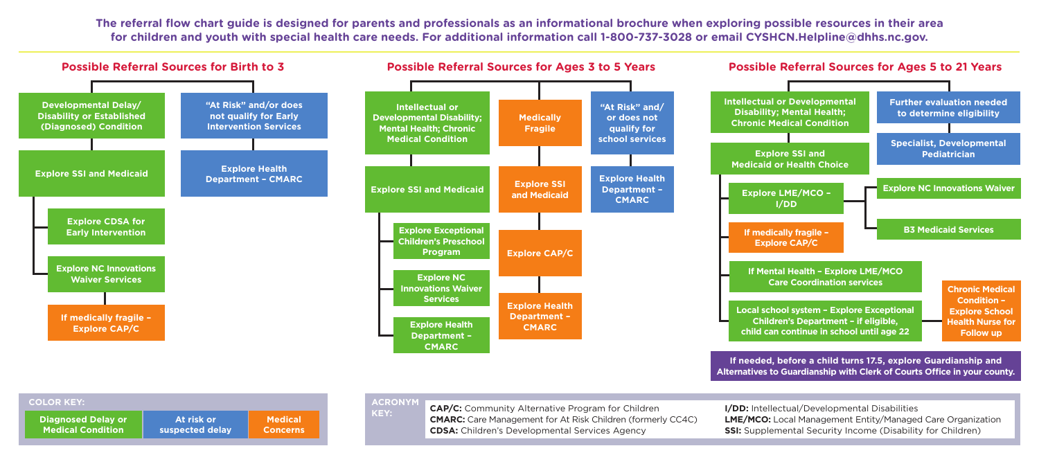**The referral flow chart guide is designed for parents and professionals as an informational brochure when exploring possible resources in their area for children and youth with special health care needs. For additional information call 1-800-737-3028 or email CYSHCN.Helpline@dhhs.nc.gov.**

## Possible Referral Sources for Birth to 3

**Developmental Delay/ Disability or Established (Diagnosed) Condition**

- **Explore SSI and Medicaid**
  - **Explore CDSA for Early Intervention**
  - **Explore NC Innovations Waiver Services**
    - **If medically fragile – Explore CAP/C**

**"At Risk" and/or does not qualify for Early Intervention Services**

- **Explore Health Department – CMARC**

## Possible Referral Sources for Ages 3 to 5 Years

**Intellectual or Developmental Disability; Mental Health; Chronic Medical Condition**

- **Explore SSI and Medicaid**
  - **Explore Exceptional Children's Preschool Program**
  - **Explore NC Innovations Waiver Services**
  - **Explore Health Department – CMARC**

**Medically Fragile**

- **Explore SSI and Medicaid**
  - **Explore CAP/C**
    - **Explore Health Department – CMARC**

**"At Risk" and/ or does not qualify for school services**

- **Explore Health Department – CMARC**

## Possible Referral Sources for Ages 5 to 21 Years

**Intellectual or Developmental Disability; Mental Health; Chronic Medical Condition**

- **Explore SSI and Medicaid or Health Choice**
  - **Explore LME/MCO – I/DD**
    - **Explore NC Innovations Waiver**
    - **B3 Medicaid Services**
  - **If medically fragile – Explore CAP/C**
  - **If Mental Health – Explore LME/MCO Care Coordination services**
  - **Local school system – Explore Exceptional Children's Department – if eligible, child can continue in school until age 22**
    - **Chronic Medical Condition – Explore School Health Nurse for Follow up**

**Further evaluation needed to determine eligibility**

- **Specialist, Developmental Pediatrician**

**If needed, before a child turns 17.5, explore Guardianship and Alternatives to Guardianship with Clerk of Courts Office in your county.**

**COLOR KEY:**

- Diagnosed Delay or Medical Condition
- At risk or suspected delay
- Medical Concerns

**ACRONYM KEY:**

- **CAP/C:** Community Alternative Program for Children
- **CMARC:** Care Management for At Risk Children (formerly CC4C)
- **CDSA:** Children's Developmental Services Agency
- **I/DD:** Intellectual/Developmental Disabilities
- **LME/MCO:** Local Management Entity/Managed Care Organization
- **SSI:** Supplemental Security Income (Disability for Children)